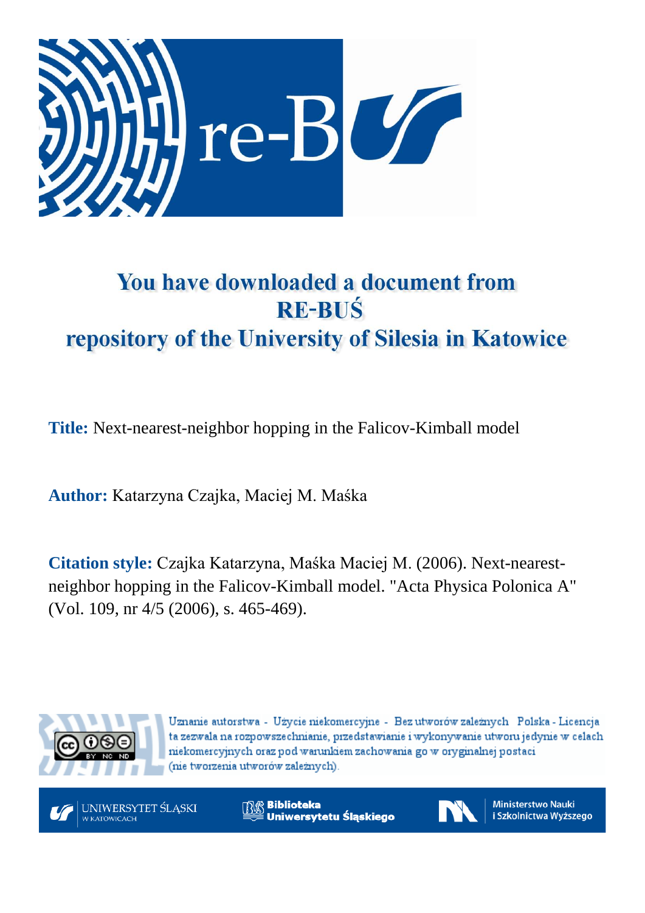# You have downloaded a document from RE-BUŚ repository of the University of Silesia in Katowice

**Title:** Next-nearest-neighbor hopping in the Falicov-Kimball model

**Author:** Katarzyna Czajka, Maciej M. Maśka

**Citation style:** Czajka Katarzyna, Maśka Maciej M. (2006). Next-nearest-neighbor hopping in the Falicov-Kimball model. "Acta Physica Polonica A" (Vol. 109, nr 4/5 (2006), s. 465-469).

Uznanie autorstwa - Użycie niekomercyjne - Bez utworów zależnych Polska - Licencja ta zezwala na rozpowszechnianie, przedstawianie i wykonywanie utworu jedynie w celach niekomercyjnych oraz pod warunkiem zachowania go w oryginalnej postaci (nie tworzenia utworów zależnych).

UNIWERSYTET ŚLĄSKI W KATOWICACH

Biblioteka Uniwersytetu Śląskiego

Ministerstwo Nauki i Szkolnictwa Wyższego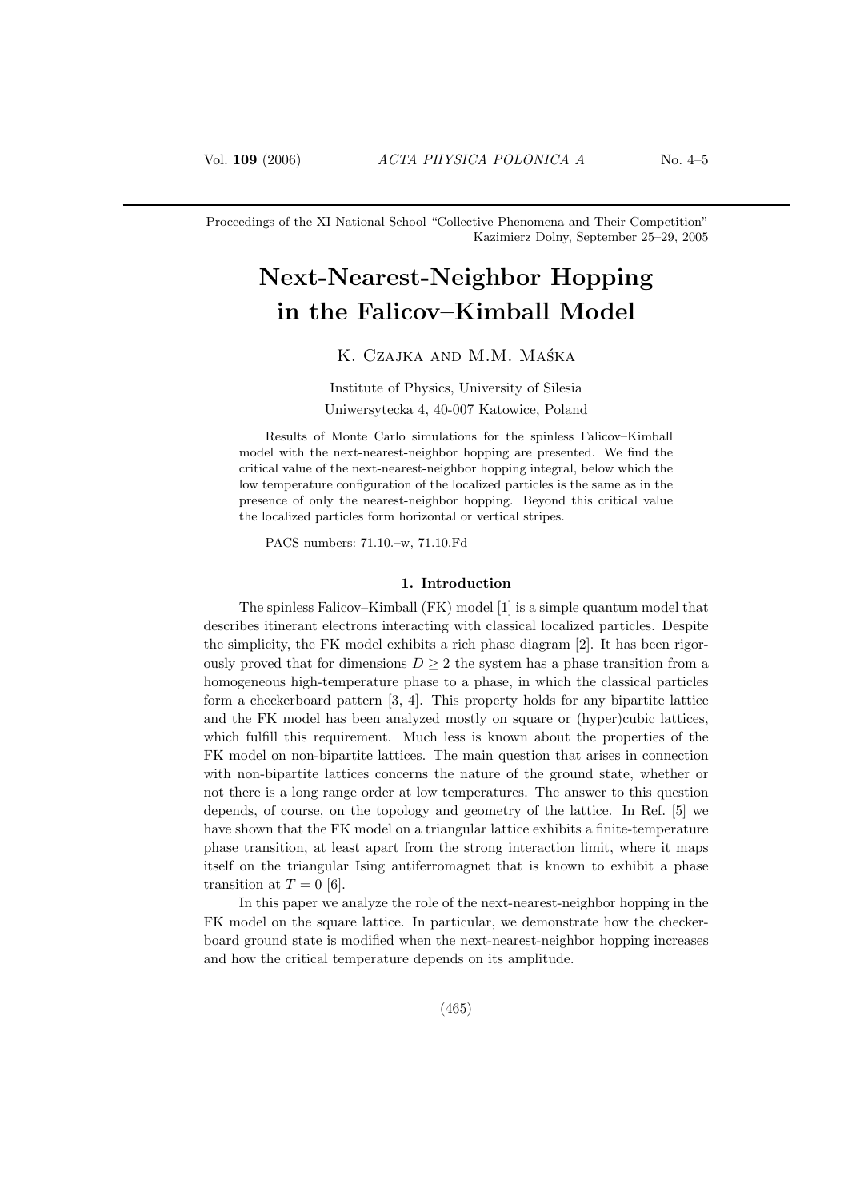Proceedings of the XI National School "Collective Phenomena and Their Competition"
Kazimierz Dolny, September 25–29, 2005

# Next-Nearest-Neighbor Hopping in the Falicov–Kimball Model

K. Czajka and M.M. Maśka

Institute of Physics, University of Silesia
Uniwersytecka 4, 40-007 Katowice, Poland

Results of Monte Carlo simulations for the spinless Falicov–Kimball model with the next-nearest-neighbor hopping are presented. We find the critical value of the next-nearest-neighbor hopping integral, below which the low temperature configuration of the localized particles is the same as in the presence of only the nearest-neighbor hopping. Beyond this critical value the localized particles form horizontal or vertical stripes.

PACS numbers: 71.10.–w, 71.10.Fd

## 1. Introduction

The spinless Falicov–Kimball (FK) model [1] is a simple quantum model that describes itinerant electrons interacting with classical localized particles. Despite the simplicity, the FK model exhibits a rich phase diagram [2]. It has been rigorously proved that for dimensions $D \geq 2$ the system has a phase transition from a homogeneous high-temperature phase to a phase, in which the classical particles form a checkerboard pattern [3, 4]. This property holds for any bipartite lattice and the FK model has been analyzed mostly on square or (hyper)cubic lattices, which fulfill this requirement. Much less is known about the properties of the FK model on non-bipartite lattices. The main question that arises in connection with non-bipartite lattices concerns the nature of the ground state, whether or not there is a long range order at low temperatures. The answer to this question depends, of course, on the topology and geometry of the lattice. In Ref. [5] we have shown that the FK model on a triangular lattice exhibits a finite-temperature phase transition, at least apart from the strong interaction limit, where it maps itself on the triangular Ising antiferromagnet that is known to exhibit a phase transition at $T = 0$ [6].

In this paper we analyze the role of the next-nearest-neighbor hopping in the FK model on the square lattice. In particular, we demonstrate how the checkerboard ground state is modified when the next-nearest-neighbor hopping increases and how the critical temperature depends on its amplitude.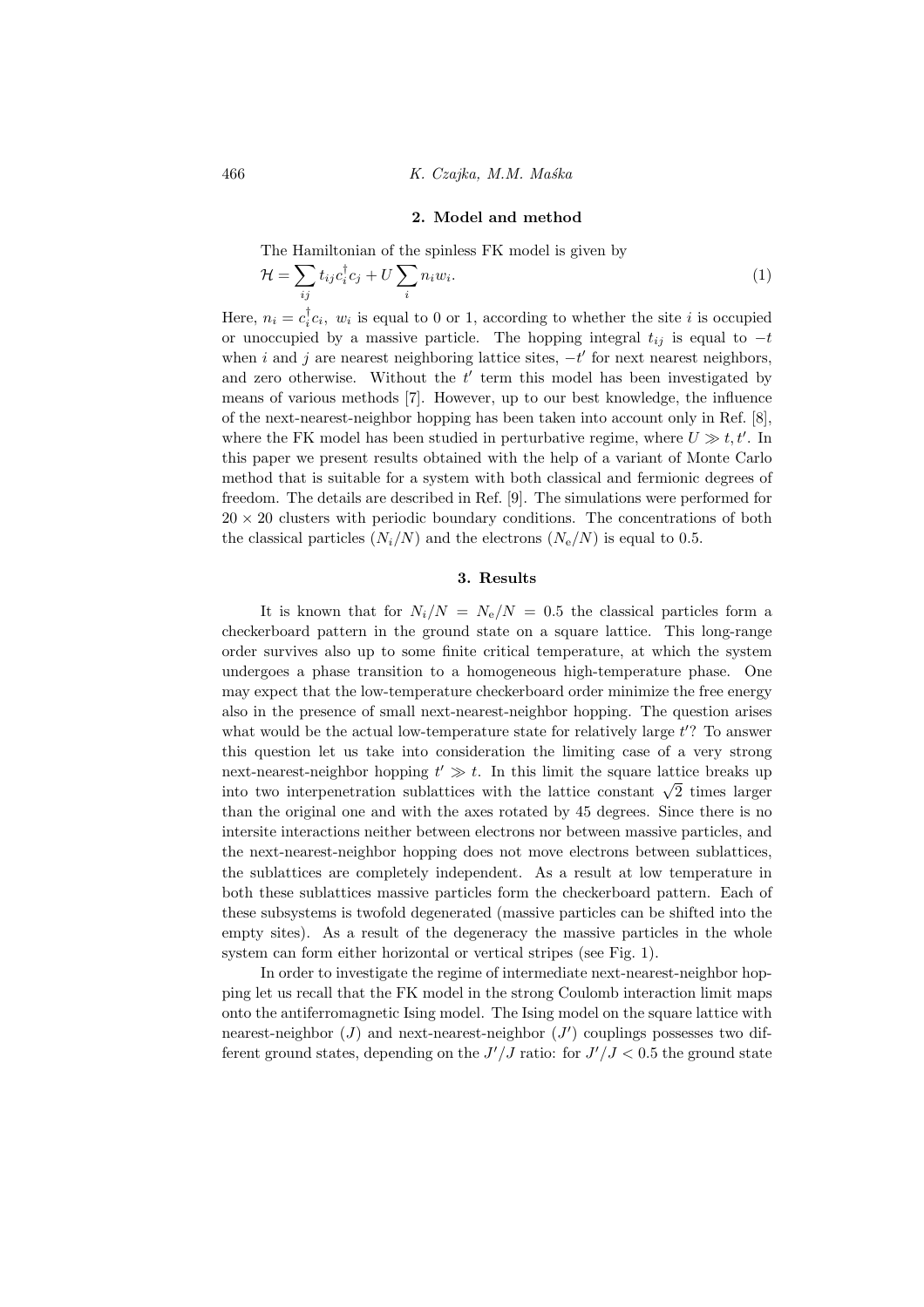## 2. Model and method

The Hamiltonian of the spinless FK model is given by

$$\mathcal{H} = \sum_{ij} t_{ij} c_i^\dagger c_j + U \sum_i n_i w_i. \tag{1}$$

Here, $n_i = c_i^\dagger c_i$, $w_i$ is equal to 0 or 1, according to whether the site $i$ is occupied or unoccupied by a massive particle. The hopping integral $t_{ij}$ is equal to $-t$ when $i$ and $j$ are nearest neighboring lattice sites, $-t'$ for next nearest neighbors, and zero otherwise. Without the $t'$ term this model has been investigated by means of various methods [7]. However, up to our best knowledge, the influence of the next-nearest-neighbor hopping has been taken into account only in Ref. [8], where the FK model has been studied in perturbative regime, where $U \gg t, t'$. In this paper we present results obtained with the help of a variant of Monte Carlo method that is suitable for a system with both classical and fermionic degrees of freedom. The details are described in Ref. [9]. The simulations were performed for $20 \times 20$ clusters with periodic boundary conditions. The concentrations of both the classical particles ($N_i/N$) and the electrons ($N_e/N$) is equal to 0.5.

## 3. Results

It is known that for $N_i/N = N_e/N = 0.5$ the classical particles form a checkerboard pattern in the ground state on a square lattice. This long-range order survives also up to some finite critical temperature, at which the system undergoes a phase transition to a homogeneous high-temperature phase. One may expect that the low-temperature checkerboard order minimize the free energy also in the presence of small next-nearest-neighbor hopping. The question arises what would be the actual low-temperature state for relatively large $t'$? To answer this question let us take into consideration the limiting case of a very strong next-nearest-neighbor hopping $t' \gg t$. In this limit the square lattice breaks up into two interpenetration sublattices with the lattice constant $\sqrt{2}$ times larger than the original one and with the axes rotated by 45 degrees. Since there is no intersite interactions neither between electrons nor between massive particles, and the next-nearest-neighbor hopping does not move electrons between sublattices, the sublattices are completely independent. As a result at low temperature in both these sublattices massive particles form the checkerboard pattern. Each of these subsystems is twofold degenerated (massive particles can be shifted into the empty sites). As a result of the degeneracy the massive particles in the whole system can form either horizontal or vertical stripes (see Fig. 1).

In order to investigate the regime of intermediate next-nearest-neighbor hopping let us recall that the FK model in the strong Coulomb interaction limit maps onto the antiferromagnetic Ising model. The Ising model on the square lattice with nearest-neighbor ($J$) and next-nearest-neighbor ($J'$) couplings possesses two different ground states, depending on the $J'/J$ ratio: for $J'/J < 0.5$ the ground state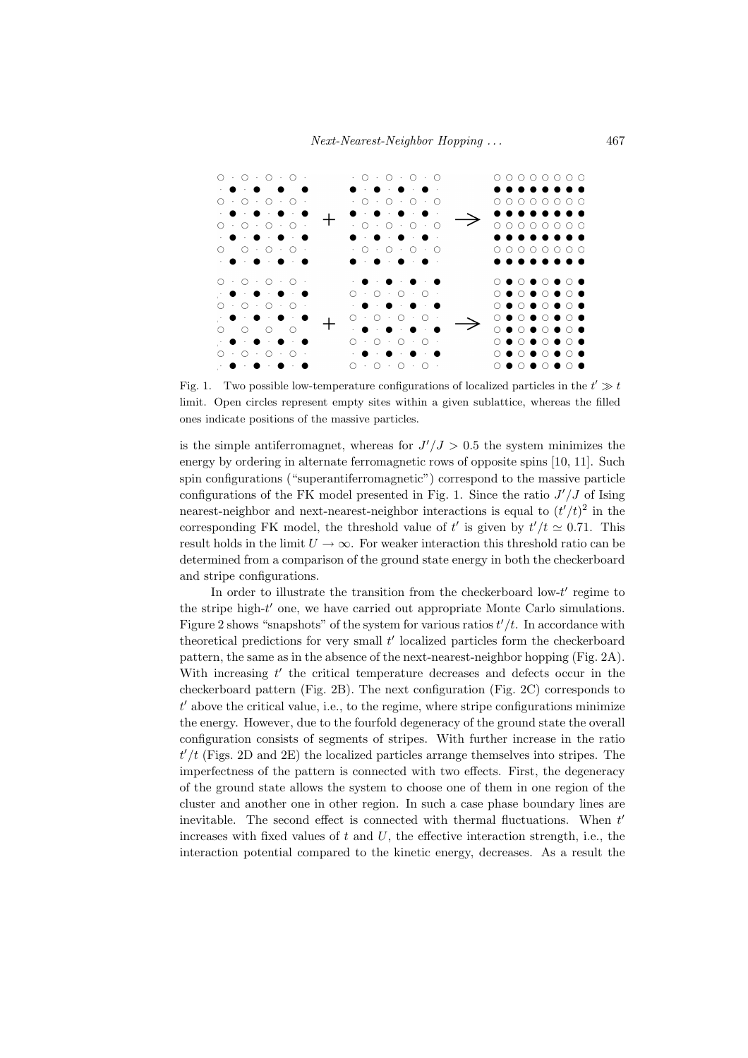Fig. 1. Two possible low-temperature configurations of localized particles in the $t' \gg t$ limit. Open circles represent empty sites within a given sublattice, whereas the filled ones indicate positions of the massive particles.

is the simple antiferromagnet, whereas for $J'/J > 0.5$ the system minimizes the energy by ordering in alternate ferromagnetic rows of opposite spins [10, 11]. Such spin configurations ("superantiferromagnetic") correspond to the massive particle configurations of the FK model presented in Fig. 1. Since the ratio $J'/J$ of Ising nearest-neighbor and next-nearest-neighbor interactions is equal to $(t'/t)^2$ in the corresponding FK model, the threshold value of $t'$ is given by $t'/t \simeq 0.71$. This result holds in the limit $U \to \infty$. For weaker interaction this threshold ratio can be determined from a comparison of the ground state energy in both the checkerboard and stripe configurations.

In order to illustrate the transition from the checkerboard low-$t'$ regime to the stripe high-$t'$ one, we have carried out appropriate Monte Carlo simulations. Figure 2 shows "snapshots" of the system for various ratios $t'/t$. In accordance with theoretical predictions for very small $t'$ localized particles form the checkerboard pattern, the same as in the absence of the next-nearest-neighbor hopping (Fig. 2A). With increasing $t'$ the critical temperature decreases and defects occur in the checkerboard pattern (Fig. 2B). The next configuration (Fig. 2C) corresponds to $t'$ above the critical value, i.e., to the regime, where stripe configurations minimize the energy. However, due to the fourfold degeneracy of the ground state the overall configuration consists of segments of stripes. With further increase in the ratio $t'/t$ (Figs. 2D and 2E) the localized particles arrange themselves into stripes. The imperfectness of the pattern is connected with two effects. First, the degeneracy of the ground state allows the system to choose one of them in one region of the cluster and another one in other region. In such a case phase boundary lines are inevitable. The second effect is connected with thermal fluctuations. When $t'$ increases with fixed values of $t$ and $U$, the effective interaction strength, i.e., the interaction potential compared to the kinetic energy, decreases. As a result the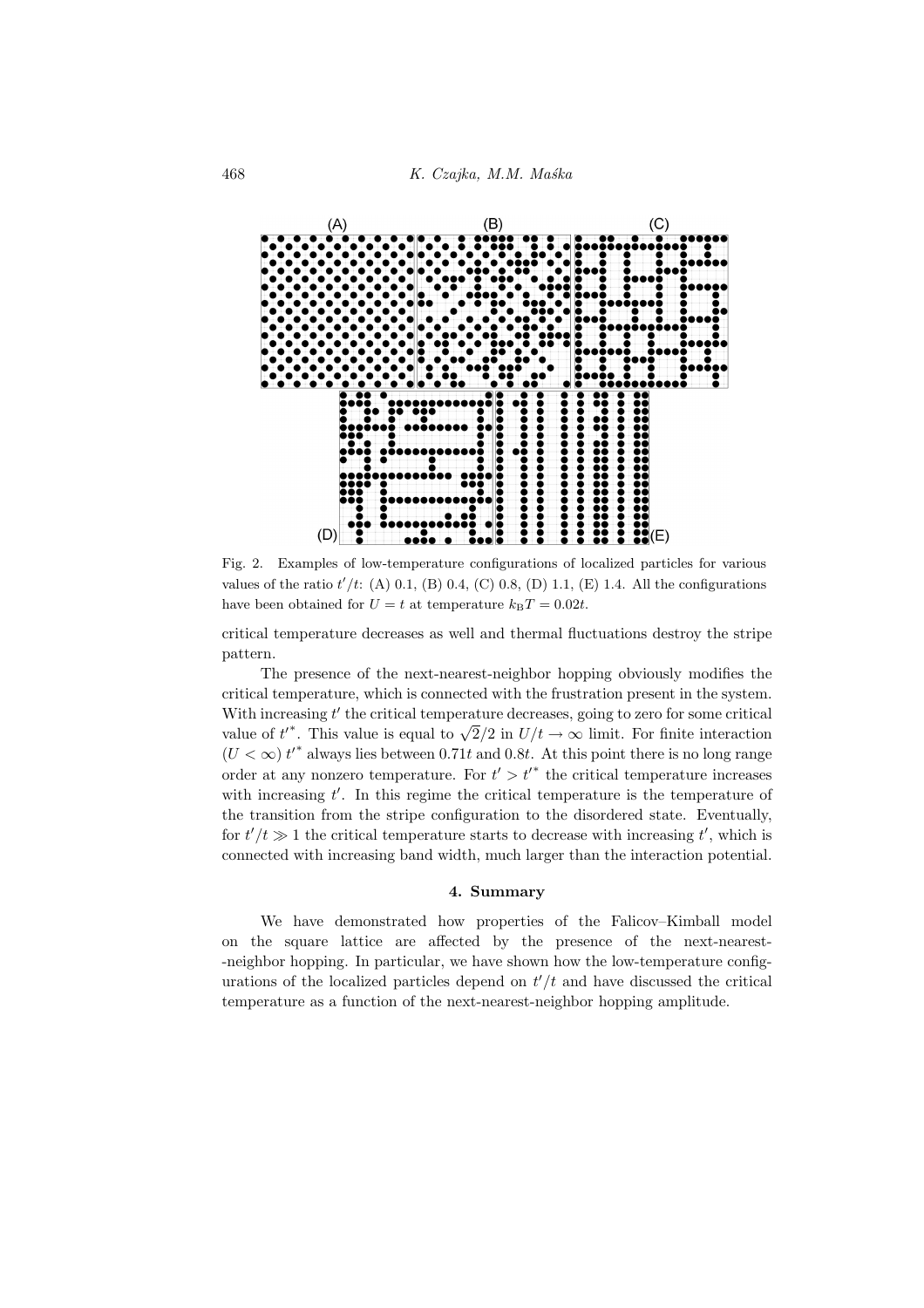Fig. 2. Examples of low-temperature configurations of localized particles for various values of the ratio $t'/t$: (A) 0.1, (B) 0.4, (C) 0.8, (D) 1.1, (E) 1.4. All the configurations have been obtained for $U = t$ at temperature $k_{\rm B}T = 0.02t$.

critical temperature decreases as well and thermal fluctuations destroy the stripe pattern.

The presence of the next-nearest-neighbor hopping obviously modifies the critical temperature, which is connected with the frustration present in the system. With increasing $t'$ the critical temperature decreases, going to zero for some critical value of ${t'}^*$. This value is equal to $\sqrt{2}/2$ in $U/t \to \infty$ limit. For finite interaction ($U < \infty$) ${t'}^*$ always lies between $0.71t$ and $0.8t$. At this point there is no long range order at any nonzero temperature. For $t' > {t'}^*$ the critical temperature increases with increasing $t'$. In this regime the critical temperature is the temperature of the transition from the stripe configuration to the disordered state. Eventually, for $t'/t \gg 1$ the critical temperature starts to decrease with increasing $t'$, which is connected with increasing band width, much larger than the interaction potential.

## 4. Summary

We have demonstrated how properties of the Falicov–Kimball model on the square lattice are affected by the presence of the next-nearest-neighbor hopping. In particular, we have shown how the low-temperature configurations of the localized particles depend on $t'/t$ and have discussed the critical temperature as a function of the next-nearest-neighbor hopping amplitude.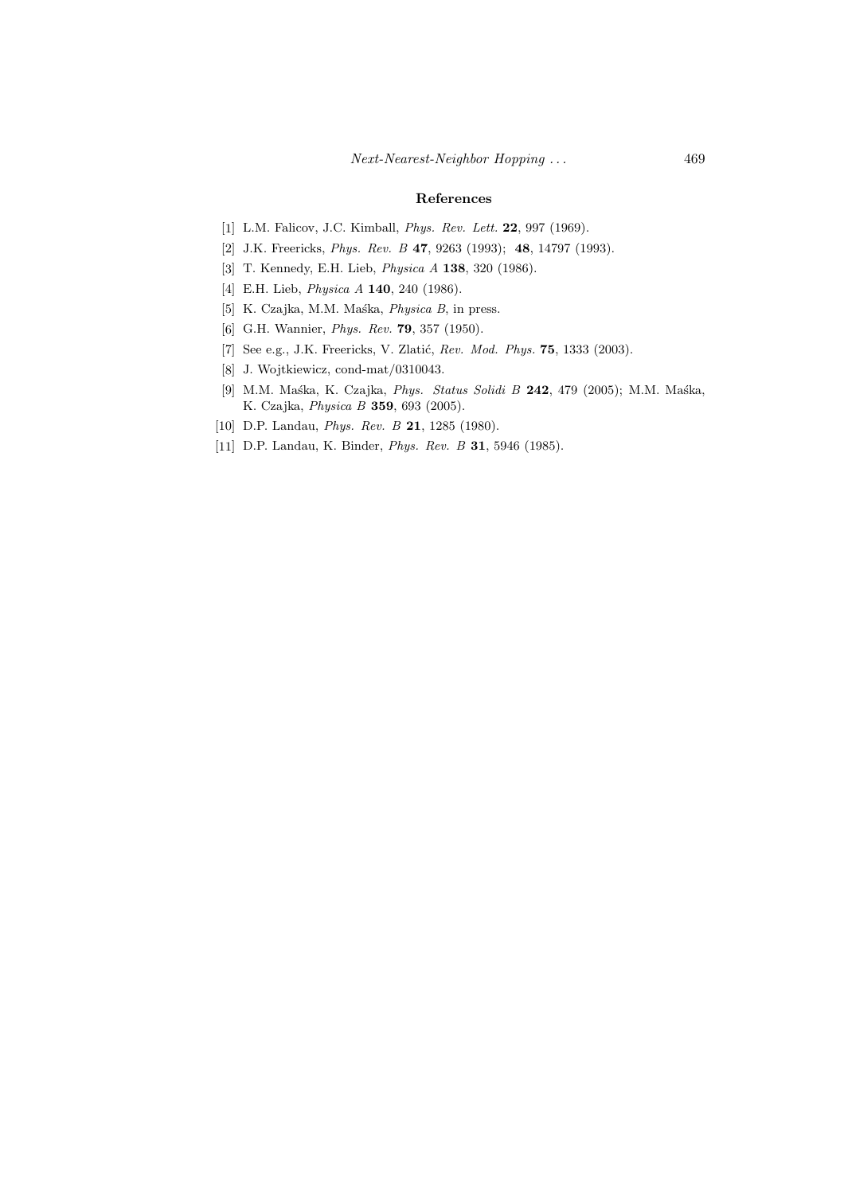## References

[1] L.M. Falicov, J.C. Kimball, *Phys. Rev. Lett.* **22**, 997 (1969).

[2] J.K. Freericks, *Phys. Rev. B* **47**, 9263 (1993); **48**, 14797 (1993).

[3] T. Kennedy, E.H. Lieb, *Physica A* **138**, 320 (1986).

[4] E.H. Lieb, *Physica A* **140**, 240 (1986).

[5] K. Czajka, M.M. Maśka, *Physica B*, in press.

[6] G.H. Wannier, *Phys. Rev.* **79**, 357 (1950).

[7] See e.g., J.K. Freericks, V. Zlatić, *Rev. Mod. Phys.* **75**, 1333 (2003).

[8] J. Wojtkiewicz, cond-mat/0310043.

[9] M.M. Maśka, K. Czajka, *Phys. Status Solidi B* **242**, 479 (2005); M.M. Maśka, K. Czajka, *Physica B* **359**, 693 (2005).

[10] D.P. Landau, *Phys. Rev. B* **21**, 1285 (1980).

[11] D.P. Landau, K. Binder, *Phys. Rev. B* **31**, 5946 (1985).